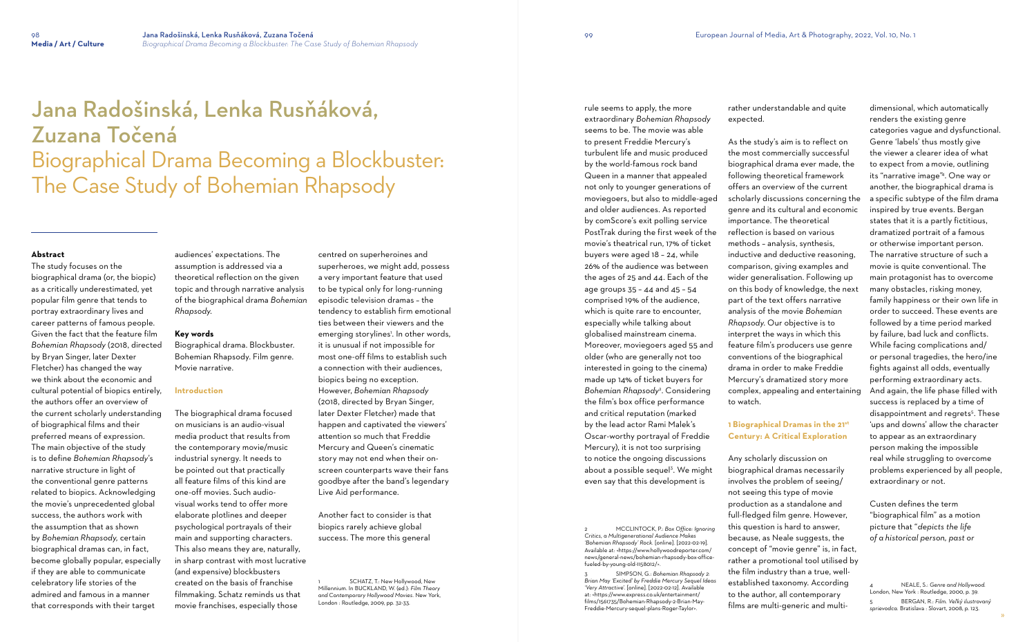# Jana Radošinská, Lenka Rusňáková, Zuzana Točená

# Biographical Drama Becoming a Blockbuster: The Case Study of Bohemian Rhapsody

**Abstract**

The study focuses on the biographical drama (or, the biopic) as a critically underestimated, yet popular film genre that tends to portray extraordinary lives and career patterns of famous people. Given the fact that the feature film *Bohemian Rhapsody* (2018, directed by Bryan Singer, later Dexter Fletcher) has changed the way we think about the economic and cultural potential of biopics entirely, the authors offer an overview of the current scholarly understanding of biographical films and their preferred means of expression. The main objective of the study is to define *Bohemian Rhapsody*'s narrative structure in light of the conventional genre patterns related to biopics. Acknowledging the movie's unprecedented global success, the authors work with the assumption that as shown by *Bohemian Rhapsody,* certain biographical dramas can, in fact, become globally popular, especially if they are able to communicate celebratory life stories of the admired and famous in a manner that corresponds with their target audiences' expectations. The assumption is addressed via a theoretical reflection on the given topic and through narrative analysis of the biographical drama *Bohemian Rhapsody.*

**Key words**

Biographical drama. Blockbuster. Bohemian Rhapsody. Film genre. Movie narrative.

## Introduction

The biographical drama focused on musicians is an audio-visual media product that results from the contemporary movie/music industrial synergy. It needs to be pointed out that practically all feature films of this kind are one-off movies. Such audio-visual works tend to offer more elaborate plotlines and deeper psychological portrayals of their main and supporting characters. This also means they are, naturally, in sharp contrast with most lucrative (and expensive) blockbusters created on the basis of franchise filmmaking. Schatz reminds us that movie franchises, especially those centred on superheroines and superheroes, we might add, possess a very important feature that used to be typical only for long-running episodic television dramas – the tendency to establish firm emotional ties between their viewers and the emerging storylines[1]. In other words, it is unusual if not impossible for most one-off films to establish such a connection with their audiences, biopics being no exception. However, *Bohemian Rhapsody* (2018, directed by Bryan Singer, later Dexter Fletcher) made that happen and captivated the viewers' attention so much that Freddie Mercury and Queen's cinematic story may not end when their on-screen counterparts wave their fans goodbye after the band's legendary Live Aid performance.

Another fact to consider is that biopics rarely achieve global success. The more this general rule seems to apply, the more extraordinary *Bohemian Rhapsody* seems to be. The movie was able to present Freddie Mercury's turbulent life and music produced by the world-famous rock band Queen in a manner that appealed not only to younger generations of moviegoers, but also to middle-aged and older audiences. As reported by comScore's exit polling service PostTrak during the first week of the movie's theatrical run, 17% of ticket buyers were aged 18 – 24, while 26% of the audience was between the ages of 25 and 44. Each of the age groups 35 – 44 and 45 – 54 comprised 19% of the audience, which is quite rare to encounter, especially while talking about globalised mainstream cinema. Moreover, moviegoers aged 55 and older (who are generally not too interested in going to the cinema) made up 14% of ticket buyers for *Bohemian Rhapsody*[2]. Considering the film's box office performance and critical reputation (marked by the lead actor Rami Malek's Oscar-worthy portrayal of Freddie Mercury), it is not too surprising to notice the ongoing discussions about a possible sequel[3]. We might even say that this development is rather understandable and quite expected.

As the study's aim is to reflect on the most commercially successful biographical drama ever made, the following theoretical framework offers an overview of the current scholarly discussions concerning the genre and its cultural and economic importance. The theoretical reflection is based on various methods – analysis, synthesis, inductive and deductive reasoning, comparison, giving examples and wider generalisation. Following up on this body of knowledge, the next part of the text offers narrative analysis of the movie *Bohemian Rhapsody.* Our objective is to interpret the ways in which this feature film's producers use genre conventions of the biographical drama in order to make Freddie Mercury's dramatized story more complex, appealing and entertaining to watch.

## 1 Biographical Dramas in the 21st Century: A Critical Exploration

Any scholarly discussion on biographical dramas necessarily involves the problem of seeing/not seeing this type of movie production as a standalone and full-fledged film genre. However, this question is hard to answer, because, as Neale suggests, the concept of "movie genre" is, in fact, rather a promotional tool utilised by the film industry than a true, well-established taxonomy. According to the author, all contemporary films are multi-generic and multi-dimensional, which automatically renders the existing genre categories vague and dysfunctional. Genre 'labels' thus mostly give the viewer a clearer idea of what to expect from a movie, outlining its "narrative image"[4]. One way or another, the biographical drama is a specific subtype of the film drama inspired by true events. Bergan states that it is a partly fictitious, dramatized portrait of a famous or otherwise important person. The narrative structure of such a movie is quite conventional. The main protagonist has to overcome many obstacles, risking money, family happiness or their own life in order to succeed. These events are followed by a time period marked by failure, bad luck and conflicts. While facing complications and/or personal tragedies, the hero/ine fights against all odds, eventually performing extraordinary acts. And again, the life phase filled with success is replaced by a time of disappointment and regrets[5]. These 'ups and downs' allow the character to appear as an extraordinary person making the impossible real while struggling to overcome problems experienced by all people, extraordinary or not.

Custen defines the term "biographical film" as a motion picture that "*depicts the life of a historical person, past or*

---

1 SCHATZ, T.: New Hollywood, New Millennium. In BUCKLAND, W. (ed.): *Film Theory and Contemporary Hollywood Movies*. New York, London : Routledge, 2009, pp. 32-33.

2 MCCLINTOCK, P.: *Box Office: Ignoring Critics, a Multigenerational Audience Makes 'Bohemian Rhapsody' Rock*. [online]. [2022-02-19]. Available at: <https://www.hollywoodreporter.com/news/general-news/bohemian-rhapsody-box-office-fueled-by-young-old-1158012/>.

3 SIMPSON, G.: *Bohemian Rhapsody 2: Brian May 'Excited' by Freddie Mercury Sequel Ideas 'Very Attractive'*. [online]. [2022-02-12]. Available at: <https://www.express.co.uk/entertainment/films/1561735/Bohemian-Rhapsody-2-Brian-May-Freddie-Mercury-sequel-plans-Roger-Taylor>.

4 NEALE, S.: *Genre and Hollywood*. London, New York : Routledge, 2000, p. 39.

5 BERGAN, R.: *Film. Veľký ilustrovaný sprievodca*. Bratislava : Slovart, 2008, p. 123.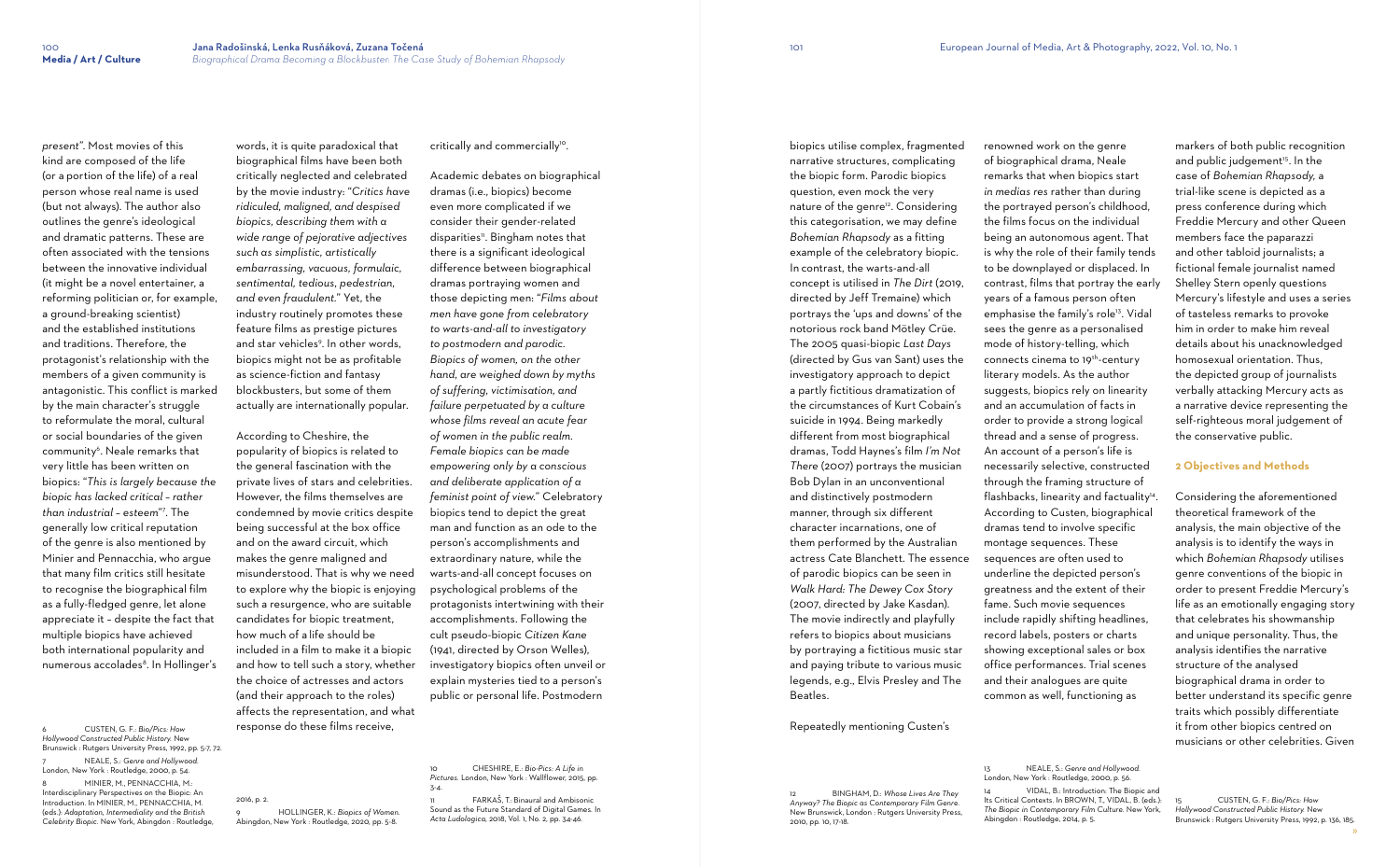*present*". Most movies of this kind are composed of the life (or a portion of the life) of a real person whose real name is used (but not always). The author also outlines the genre's ideological and dramatic patterns. These are often associated with the tensions between the innovative individual (it might be a novel entertainer, a reforming politician or, for example, a ground-breaking scientist) and the established institutions and traditions. Therefore, the protagonist's relationship with the members of a given community is antagonistic. This conflict is marked by the main character's struggle to reformulate the moral, cultural or social boundaries of the given community[6]. Neale remarks that very little has been written on biopics: "*This is largely because the biopic has lacked critical – rather than industrial – esteem*"[7]. The generally low critical reputation of the genre is also mentioned by Minier and Pennacchia, who argue that many film critics still hesitate to recognise the biographical film as a fully-fledged genre, let alone appreciate it – despite the fact that multiple biopics have achieved both international popularity and numerous accolades[8]. In Hollinger's words, it is quite paradoxical that biographical films have been both critically neglected and celebrated by the movie industry: "*Critics have ridiculed, maligned, and despised biopics, describing them with a wide range of pejorative adjectives such as simplistic, artistically embarrassing, vacuous, formulaic, sentimental, tedious, pedestrian, and even fraudulent.*" Yet, the industry routinely promotes these feature films as prestige pictures and star vehicles[9]. In other words, biopics might not be as profitable as science-fiction and fantasy blockbusters, but some of them actually are internationally popular.

According to Cheshire, the popularity of biopics is related to the general fascination with the private lives of stars and celebrities. However, the films themselves are condemned by movie critics despite being successful at the box office and on the award circuit, which makes the genre maligned and misunderstood. That is why we need to explore why the biopic is enjoying such a resurgence, who are suitable candidates for biopic treatment, how much of a life should be included in a film to make it a biopic and how to tell such a story, whether the choice of actresses and actors (and their approach to the roles) affects the representation, and what response do these films receive, critically and commercially[10].

Academic debates on biographical dramas (i.e., biopics) become even more complicated if we consider their gender-related disparities[11]. Bingham notes that there is a significant ideological difference between biographical dramas portraying women and those depicting men: "*Films about men have gone from celebratory to warts-and-all to investigatory to postmodern and parodic. Biopics of women, on the other hand, are weighed down by myths of suffering, victimisation, and failure perpetuated by a culture whose films reveal an acute fear of women in the public realm. Female biopics can be made empowering only by a conscious and deliberate application of a feminist point of view.*" Celebratory biopics tend to depict the great man and function as an ode to the person's accomplishments and extraordinary nature, while the warts-and-all concept focuses on psychological problems of the protagonists intertwining with their accomplishments. Following the cult pseudo-biopic *Citizen Kane* (1941, directed by Orson Welles), investigatory biopics often unveil or explain mysteries tied to a person's public or personal life. Postmodern biopics utilise complex, fragmented narrative structures, complicating the biopic form. Parodic biopics question, even mock the very nature of the genre[12]. Considering this categorisation, we may define *Bohemian Rhapsody* as a fitting example of the celebratory biopic. In contrast, the warts-and-all concept is utilised in *The Dirt* (2019, directed by Jeff Tremaine) which portrays the 'ups and downs' of the notorious rock band Mötley Crüe. The 2005 quasi-biopic *Last Days* (directed by Gus van Sant) uses the investigatory approach to depict a partly fictitious dramatization of the circumstances of Kurt Cobain's suicide in 1994. Being markedly different from most biographical dramas, Todd Haynes's film *I'm Not There* (2007) portrays the musician Bob Dylan in an unconventional and distinctively postmodern manner, through six different character incarnations, one of them performed by the Australian actress Cate Blanchett. The essence of parodic biopics can be seen in *Walk Hard: The Dewey Cox Story* (2007, directed by Jake Kasdan). The movie indirectly and playfully refers to biopics about musicians by portraying a fictitious music star and paying tribute to various music legends, e.g., Elvis Presley and The Beatles.

Repeatedly mentioning Custen's renowned work on the genre of biographical drama, Neale remarks that when biopics start *in medias res* rather than during the portrayed person's childhood, the films focus on the individual being an autonomous agent. That is why the role of their family tends to be downplayed or displaced. In contrast, films that portray the early years of a famous person often emphasise the family's role[13]. Vidal sees the genre as a personalised mode of history-telling, which connects cinema to 19th-century literary models. As the author suggests, biopics rely on linearity and an accumulation of facts in order to provide a strong logical thread and a sense of progress. An account of a person's life is necessarily selective, constructed through the framing structure of flashbacks, linearity and factuality[14]. According to Custen, biographical dramas tend to involve specific montage sequences. These sequences are often used to underline the depicted person's greatness and the extent of their fame. Such movie sequences include rapidly shifting headlines, record labels, posters or charts showing exceptional sales or box office performances. Trial scenes and their analogues are quite common as well, functioning as markers of both public recognition and public judgement[15]. In the case of *Bohemian Rhapsody*, a trial-like scene is depicted as a press conference during which Freddie Mercury and other Queen members face the paparazzi and other tabloid journalists; a fictional female journalist named Shelley Stern openly questions Mercury's lifestyle and uses a series of tasteless remarks to provoke him in order to make him reveal details about his unacknowledged homosexual orientation. Thus, the depicted group of journalists verbally attacking Mercury acts as a narrative device representing the self-righteous moral judgement of the conservative public.

## 2 Objectives and Methods

Considering the aforementioned theoretical framework of the analysis, the main objective of the analysis is to identify the ways in which *Bohemian Rhapsody* utilises genre conventions of the biopic in order to present Freddie Mercury's life as an emotionally engaging story that celebrates his showmanship and unique personality. Thus, the analysis identifies the narrative structure of the analysed biographical drama in order to better understand its specific genre traits which possibly differentiate it from other biopics centred on musicians or other celebrities. Given

---

6 CUSTEN, G. F.: *Bio/Pics: How Hollywood Constructed Public History.* New Brunswick : Rutgers University Press, 1992, pp. 5-7, 72.

7 NEALE, S.: *Genre and Hollywood.* London, New York : Routledge, 2000, p. 54.

8 MINIER, M., PENNACCHIA, M.: Interdisciplinary Perspectives on the Biopic: An Introduction. In MINIER, M., PENNACCHIA, M. (eds.): *Adaptation, Intermediality and the British Celebrity Biopic.* New York, Abingdon : Routledge, 2016, p. 2.

9 HOLLINGER, K.: *Biopics of Women.* Abingdon, New York : Routledge, 2020, pp. 5-8.

10 CHESHIRE, E.: *Bio-Pics: A Life in Pictures.* London, New York : Wallflower, 2015, pp. 3-4.

11 FARKAŠ, T. Binaural and Ambisonic Sound as the Future Standard of Digital Games. In *Acta Ludologica*, 2018, Vol. 1, No. 2, pp. 34-46.

12 BINGHAM, D.: *Whose Lives Are They Anyway? The Biopic as Contemporary Film Genre.* New Brunswick, London : Rutgers University Press, 2010, pp. 10, 17-18.

13 NEALE, S.: *Genre and Hollywood.* London, New York : Routledge, 2000, p. 56.

14 VIDAL, B.: Introduction: The Biopic and Its Critical Contexts. In BROWN, T., VIDAL, B. (eds.): *The Biopic in Contemporary Film Culture.* New York, Abingdon : Routledge, 2014, p. 5.

15 CUSTEN, G. F.: *Bio/Pics: How Hollywood Constructed Public History.* New Brunswick : Rutgers University Press, 1992, pp. 136, 185.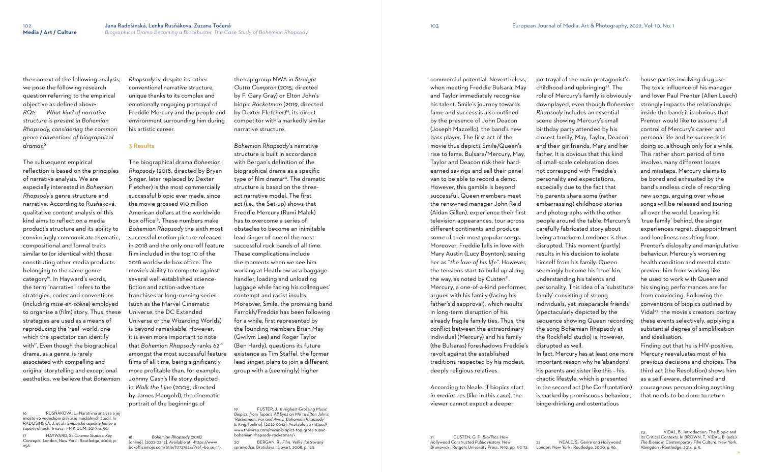the context of the following analysis, we pose the following research question referring to the empirical objective as defined above:

*RQ1: What kind of narrative structure is present in Bohemian Rhapsody, considering the common genre conventions of biographical dramas?*

The subsequent empirical reflection is based on the principles of narrative analysis. We are especially interested in *Bohemian Rhapsody*'s genre structure and narrative. According to Rusňáková, qualitative content analysis of this kind aims to reflect on a media product's structure and its ability to convincingly communicate thematic, compositional and formal traits similar to (or identical with) those constituting other media products belonging to the same genre category[16]. In Hayward's words, the term "narrative" refers to the strategies, codes and conventions (including *mise-en-scène*) employed to organise a (film) story. Thus, these strategies are used as a means of reproducing the 'real' world, one which the spectator can identify with[17]. Even though the biographical drama, as a genre, is rarely associated with compelling and original storytelling and exceptional aesthetics, we believe that *Bohemian Rhapsody* is, despite its rather conventional narrative structure, unique thanks to its complex and emotionally engaging portrayal of Freddie Mercury and the people and environment surrounding him during his artistic career.

## 3 Results

The biographical drama *Bohemian Rhapsody* (2018, directed by Bryan Singer, later replaced by Dexter Fletcher) is the most commercially successful biopic ever made, since the movie grossed 910 million American dollars at the worldwide box office[18]. These numbers make *Bohemian Rhapsody* the sixth most successful motion picture released in 2018 and the only one-off feature film included in the top 10 of the 2018 worldwide box office. The movie's ability to compete against several well-established science-fiction and action-adventure franchises or long-running series (such as the Marvel Cinematic Universe, the DC Extended Universe or the Wizarding Worlds) is beyond remarkable. However, it is even more important to note that *Bohemian Rhapsody* ranks 62[th] amongst the most successful feature films of all time, being significantly more profitable than, for example, Johnny Cash's life story depicted in *Walk the Line* (2005, directed by James Mangold), the cinematic portrait of the beginnings of the rap group NWA in *Straight Outta Compton* (2015, directed by F. Gary Gray) or Elton John's biopic *Rocketman* (2019, directed by Dexter Fletcher)[19], its direct competitor with a markedly similar narrative structure.

*Bohemian Rhapsody*'s narrative structure is built in accordance with Bergan's definition of the biographical drama as a specific type of film drama[20]. The dramatic structure is based on the three-act narrative model. The first act (i.e., the Set-up) shows that Freddie Mercury (Rami Malek) has to overcome a series of obstacles to become an inimitable lead singer of one of the most successful rock bands of all time. These complications include the moments when we see him working at Heathrow as a baggage handler, loading and unloading luggage while facing his colleagues' contempt and racist insults. Moreover, Smile, the promising band Farrokh/Freddie has been following for a while, first represented by the founding members Brian May (Gwilym Lee) and Roger Taylor (Ben Hardy), questions its future existence as Tim Staffel, the former lead singer, plans to join a different group with a (seemingly) higher commercial potential. Nevertheless, when meeting Freddie Bulsara, May and Taylor immediately recognise his talent. Smile's journey towards fame and success is also outlined by the presence of John Deacon (Joseph Mazzello), the band's new bass player. The first act of the movie thus depicts Smile/Queen's rise to fame. Bulsara/Mercury, May, Taylor and Deacon risk their hard-earned savings and sell their panel van to be able to record a demo. However, this gamble is beyond successful. Queen members meet the renowned manager John Reid (Aidan Gillen), experience their first television appearances, tour across different continents and produce some of their most popular songs. Moreover, Freddie falls in love with Mary Austin (Lucy Boynton), seeing her as "*the love of his life*". However, the tensions start to build up along the way, as noted by Custen[21]. Mercury, a one-of-a-kind performer, argues with his family (facing his father's disapproval), which results in long-term disruption of his already fragile family ties. Thus, the conflict between the extraordinary individual (Mercury) and his family (the Bulsaras) foreshadows Freddie's revolt against the established traditions respected by his modest, deeply religious relatives.

According to Neale, if biopics start *in medias res* (like in this case), the viewer cannot expect a deeper portrayal of the main protagonist's childhood and upbringing[22]. The role of Mercury's family is obviously downplayed, even though *Bohemian Rhapsody* includes an essential scene showing Mercury's small birthday party attended by his closest family, May, Taylor, Deacon and their girlfriends, Mary and her father. It is obvious that this kind of small-scale celebration does not correspond with Freddie's personality and expectations, especially due to the fact that his parents share some (rather embarrassing) childhood stories and photographs with the other people around the table. Mercury's carefully fabricated story about being a trueborn Londoner is thus disrupted. This moment (partly) results in his decision to isolate himself from his family. Queen seemingly become his 'true' kin, understanding his talents and personality. This idea of a 'substitute family' consisting of strong individuals, yet inseparable friends (spectacularly depicted by the sequence showing Queen recording the song Bohemian Rhapsody at the Rockfield studio) is, however, disrupted as well.

In fact, Mercury has at least one more important reason why he 'abandons' his parents and sister like this – his chaotic lifestyle, which is presented in the second act (the Confrontation) is marked by promiscuous behaviour, binge-drinking and ostentatious house parties involving drug use. The toxic influence of his manager and lover Paul Prenter (Allen Leech) strongly impacts the relationships inside the band; it is obvious that Prenter would like to assume full control of Mercury's career and personal life and he succeeds in doing so, although only for a while. This rather short period of time involves many different losses and missteps. Mercury claims to be bored and exhausted by the band's endless circle of recording new songs, arguing over whose songs will be released and touring all over the world. Leaving his 'true family' behind, the singer experiences regret, disappointment and loneliness resulting from Prenter's disloyalty and manipulative behaviour. Mercury's worsening health condition and mental state prevent him from working like he used to work with Queen and his singing performances are far from convincing. Following the conventions of biopics outlined by Vidal[23], the movie's creators portray these events selectively, applying a substantial degree of simplification and idealisation.

Finding out that he is HIV-positive, Mercury reevaluates most of his previous decisions and choices. The third act (the Resolution) shows him as a self-aware, determined and courageous person doing anything that needs to be done to return

---

16 RUSŇÁKOVÁ, L.: Naratívna analýza a jej miesto vo vedeckom diskurze mediálnych štúdií. In RADOŠINSKÁ, J. et al.: *Empirické aspekty filmov o superhrdinoch*. Trnava : FMK UCM, 2019, p. 59.

17 HAYWARD, S.: *Cinema Studies: Key Concepts*. London, New York : Routledge, 2000, p. 256.

18 *Bohemian Rhapsody (2018)*. [online]. [2022-02-12]. Available at: <https://www.boxofficemojo.com/title/tt1727824/?ref_=bo_se_r_1>.

19 FUSTER, J.: *11 Highest-Grossing Music Biopics, from Tupac's 'All Eyez on Me' to Elton John's 'Rocketman'. Far and Away, 'Bohemian Rhapsody' Is King*. [online]. [2022-02-12]. Available at: <https://www.thewrap.com/music-biopics-top-gross-tupac-bohemian-rhapsody-rocketman/>.

20 BERGAN, R.: *Film. Veľký ilustrovaný sprievodca*. Bratislava : Slovart, 2008, p. 123.

21 CUSTEN, G. F.: *Bio/Pics: How Hollywood Constructed Public History*. New Brunswick : Rutgers University Press, 1992, pp. 5-7, 72.

22 NEALE, S.: *Genre and Hollywood*. London, New York : Routledge, 2000, p. 56.

23 VIDAL, B.: Introduction: The Biopic and Its Critical Contexts. In BROWN, T., VIDAL, B. (eds.): *The Biopic in Contemporary Film Culture*. New York, Abingdon : Routledge, 2014, p. 5.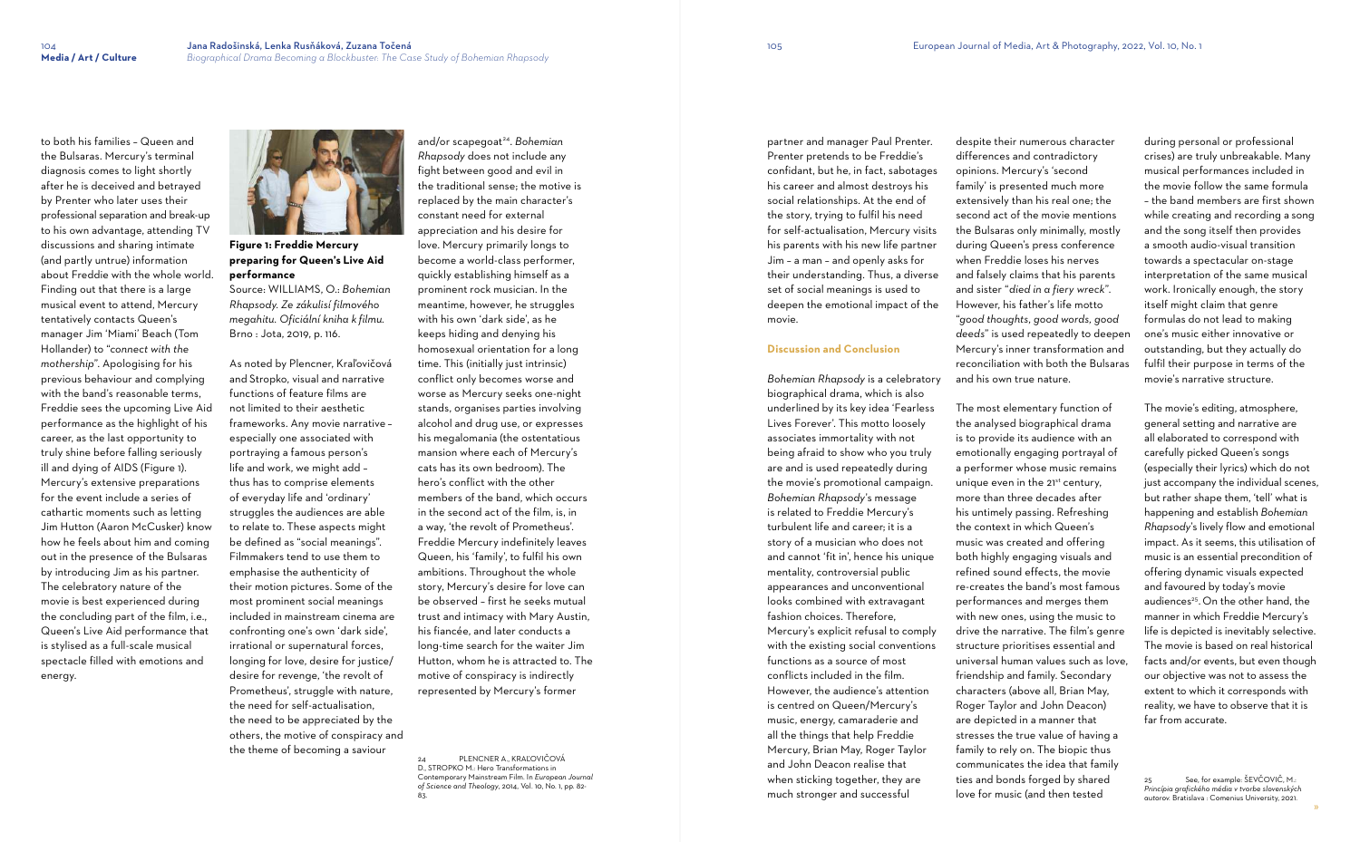to both his families – Queen and the Bulsaras. Mercury's terminal diagnosis comes to light shortly after he is deceived and betrayed by Prenter who later uses their professional separation and break-up to his own advantage, attending TV discussions and sharing intimate (and partly untrue) information about Freddie with the whole world. Finding out that there is a large musical event to attend, Mercury tentatively contacts Queen's manager Jim 'Miami' Beach (Tom Hollander) to "*connect with the mothership*". Apologising for his previous behaviour and complying with the band's reasonable terms, Freddie sees the upcoming Live Aid performance as the highlight of his career, as the last opportunity to truly shine before falling seriously ill and dying of AIDS (Figure 1). Mercury's extensive preparations for the event include a series of cathartic moments such as letting Jim Hutton (Aaron McCusker) know how he feels about him and coming out in the presence of the Bulsaras by introducing Jim as his partner. The celebratory nature of the movie is best experienced during the concluding part of the film, i.e., Queen's Live Aid performance that is stylised as a full-scale musical spectacle filled with emotions and energy.

**Figure 1: Freddie Mercury preparing for Queen's Live Aid performance**
Source: WILLIAMS, O.: *Bohemian Rhapsody. Ze zákulisí filmového megahitu. Oficiální kniha k filmu.* Brno : Jota, 2019, p. 116.

As noted by Plencner, Kraľovičová and Stropko, visual and narrative functions of feature films are not limited to their aesthetic frameworks. Any movie narrative – portraying a famous person's life and work, we might add – thus has to comprise elements of everyday life and 'ordinary' struggles the audiences are able to relate to. These aspects might be defined as "social meanings". Filmmakers tend to use them to emphasise the authenticity of their motion pictures. Some of the most prominent social meanings included in mainstream cinema are confronting one's own 'dark side', irrational or supernatural forces, longing for love, desire for justice/desire for revenge, 'the revolt of Prometheus', struggle with nature, the need for self-actualisation, the need to be appreciated by the others, the motive of conspiracy and the theme of becoming a saviour and/or scapegoat[24]. *Bohemian Rhapsody* does not include any fight between good and evil in the traditional sense; the motive is replaced by the main character's constant need for external appreciation and his desire for love. Mercury primarily longs to become a world-class performer, quickly establishing himself as a prominent rock musician. In the meantime, however, he struggles with his own 'dark side', as he keeps hiding and denying his homosexual orientation for a long time. This (initially just intrinsic) conflict only becomes worse and worse as Mercury seeks one-night stands, organises parties involving alcohol and drug use, or expresses his megalomania (the ostentatious mansion where each of Mercury's cats has its own bedroom). The hero's conflict with the other members of the band, which occurs in the second act of the film, is, in a way, 'the revolt of Prometheus'. Freddie Mercury indefinitely leaves Queen, his 'family', to fulfil his own ambitions. Throughout the whole story, Mercury's desire for love can be observed – first he seeks mutual trust and intimacy with Mary Austin, his fiancée, and later conducts a long-time search for the waiter Jim Hutton, whom he is attracted to. The motive of conspiracy is indirectly represented by Mercury's former partner and manager Paul Prenter. Prenter pretends to be Freddie's confidant, but he, in fact, sabotages his career and almost destroys his social relationships. At the end of the story, trying to fulfil his need for self-actualisation, Mercury visits his parents with his new life partner Jim – a man – and openly asks for their understanding. Thus, a diverse set of social meanings is used to deepen the emotional impact of the movie.

## Discussion and Conclusion

*Bohemian Rhapsody* is a celebratory biographical drama, which is also underlined by its key idea 'Fearless Lives Forever'. This motto loosely associates immortality with not being afraid to show who you truly are and is used repeatedly during the movie's promotional campaign. *Bohemian Rhapsody*'s message is related to Freddie Mercury's turbulent life and career; it is a story of a musician who does not and cannot 'fit in', hence his unique mentality, controversial public appearances and unconventional looks combined with extravagant fashion choices. Therefore, Mercury's explicit refusal to comply with the existing social conventions functions as a source of most conflicts included in the film. However, the audience's attention is centred on Queen/Mercury's music, energy, camaraderie and all the things that help Freddie Mercury, Brian May, Roger Taylor and John Deacon realise that when sticking together, they are much stronger and successful despite their numerous character differences and contradictory opinions. Mercury's 'second family' is presented much more extensively than his real one; the second act of the movie mentions the Bulsaras only minimally, mostly during Queen's press conference when Freddie loses his nerves and falsely claims that his parents and sister "*died in a fiery wreck*". However, his father's life motto "*good thoughts, good words, good deeds*" is used repeatedly to deepen Mercury's inner transformation and reconciliation with both the Bulsaras and his own true nature.

The most elementary function of the analysed biographical drama is to provide its audience with an emotionally engaging portrayal of a performer whose music remains unique even in the 21st century, more than three decades after his untimely passing. Refreshing the context in which Queen's music was created and offering both highly engaging visuals and refined sound effects, the movie re-creates the band's most famous performances and merges them with new ones, using the music to drive the narrative. The film's genre structure prioritises essential and universal human values such as love, friendship and family. Secondary characters (above all, Brian May, Roger Taylor and John Deacon) are depicted in a manner that stresses the true value of having a family to rely on. The biopic thus communicates the idea that family ties and bonds forged by shared love for music (and then tested during personal or professional crises) are truly unbreakable. Many musical performances included in the movie follow the same formula – the band members are first shown while creating and recording a song and the song itself then provides a smooth audio-visual transition towards a spectacular on-stage interpretation of the same musical work. Ironically enough, the story itself might claim that genre formulas do not lead to making one's music either innovative or outstanding, but they actually do fulfil their purpose in terms of the movie's narrative structure.

The movie's editing, atmosphere, general setting and narrative are all elaborated to correspond with carefully picked Queen's songs (especially their lyrics) which do not just accompany the individual scenes, but rather shape them, 'tell' what is happening and establish *Bohemian Rhapsody*'s lively flow and emotional impact. As it seems, this utilisation of music is an essential precondition of offering dynamic visuals expected and favoured by today's movie audiences[25]. On the other hand, the manner in which Freddie Mercury's life is depicted is inevitably selective. The movie is based on real historical facts and/or events, but even though our objective was not to assess the extent to which it corresponds with reality, we have to observe that it is far from accurate.

---

24 PLENCNER A., KRAĽOVIČOVÁ D., STROPKO M.: Hero Transformations in Contemporary Mainstream Film. In *European Journal of Science and Theology*, 2014, Vol. 10, No. 1, pp. 82-83.

25 See, for example: ŠEVČOVIČ, M.: *Princípia grafického média v tvorbe slovenských autorov*. Bratislava : Comenius University, 2021.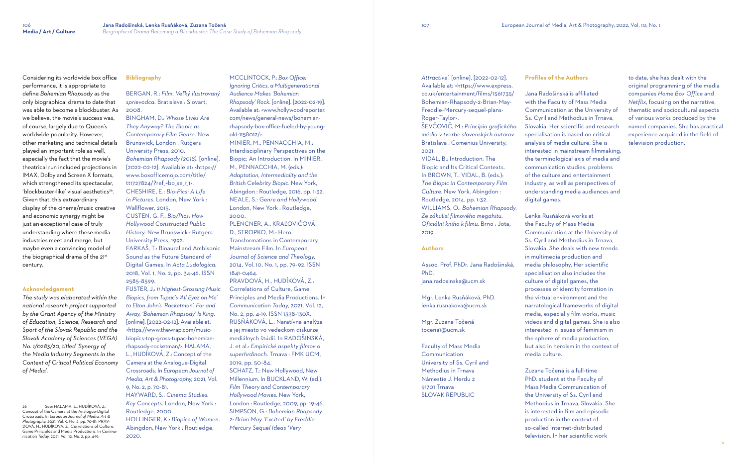Considering its worldwide box office performance, it is appropriate to define *Bohemian Rhapsody* as the only biographical drama to date that was able to become a blockbuster. As we believe, the movie's success was, of course, largely due to Queen's worldwide popularity. However, other marketing and technical details played an important role as well, especially the fact that the movie's theatrical run included projections in IMAX, Dolby and Screen X formats, which strengthened its spectacular, 'blockbuster-like' visual aesthetics[26]. Given that, this extraordinary display of the cinema/music creative and economic synergy might be just an exceptional case of truly understanding where these media industries meet and merge, but maybe even a convincing model of the biographical drama of the 21st century.

## Acknowledgement

*The study was elaborated within the national research project supported by the Grant Agency of the Ministry of Education, Science, Research and Sport of the Slovak Republic and the Slovak Academy of Sciences (VEGA) No. 1/0283/20, titled 'Synergy of the Media Industry Segments in the Context of Critical Political Economy of Media'.*

26 See: HALAMA, L., HUDÍKOVÁ, Z.: Concept of the Camera at the Analogue-Digital Crossroads. In *European Journal of Media, Art & Photography*, 2021, Vol. 9, No. 2, pp. 70-81; PRAVDOVÁ, H., HUDÍKOVÁ, Z.: Correlations of Culture, Game Principles and Media Productions. In *Communication Today*, 2021, Vol. 12, No. 2, pp. 4-19.

## Bibliography

BERGAN, R.: *Film. Veľký ilustrovaný sprievodca.* Bratislava : Slovart, 2008.

BINGHAM, D.: *Whose Lives Are They Anyway? The Biopic as Contemporary Film Genre.* New Brunswick, London : Rutgers University Press, 2010.

*Bohemian Rhapsody (2018).* [online]. [2022-02-12]. Available at: <https://www.boxofficemojo.com/title/tt1727824/?ref_=bo_se_r_1>.

CHESHIRE, E.: *Bio-Pics: A Life in Pictures.* London, New York : Wallflower, 2015.

CUSTEN, G. F.: *Bio/Pics: How Hollywood Constructed Public History.* New Brunswick : Rutgers University Press, 1992.

FARKAŠ, T.: Binaural and Ambisonic Sound as the Future Standard of Digital Games. In *Acta Ludologica*, 2018, Vol. 1, No. 2, pp. 34-46. ISSN 2585-8599.

FUSTER, J.: *11 Highest-Grossing Music Biopics, from Tupac's 'All Eyez on Me' to Elton John's 'Rocketman'. Far and Away, 'Bohemian Rhapsody' Is King.* [online]. [2022-02-12]. Available at: <https://www.thewrap.com/music-biopics-top-gross-tupac-bohemian-rhapsody-rocketman/>.

HALAMA, L., HUDÍKOVÁ, Z.: Concept of the Camera at the Analogue-Digital Crossroads. In *European Journal of Media, Art & Photography*, 2021, Vol. 9, No. 2, p. 70-81.

HAYWARD, S.: *Cinema Studies: Key Concepts.* London, New York : Routledge, 2000.

HOLLINGER, K.: *Biopics of Women.* Abingdon, New York : Routledge, 2020.

MCCLINTOCK, P.: *Box Office: Ignoring Critics, a Multigenerational Audience Makes 'Bohemian Rhapsody' Rock.* [online]. [2022-02-19]. Available at: <www.hollywoodreporter.com/news/general-news/bohemian-rhapsody-box-office-fueled-by-young-old-1158012/>.

MINIER, M., PENNACCHIA, M.: Interdisciplinary Perspectives on the Biopic: An Introduction. In MINIER, M., PENNACCHIA, M. (eds.): *Adaptation, Intermediality and the British Celebrity Biopic.* New York, Abingdon : Routledge, 2016, pp. 1-32.

NEALE, S.: *Genre and Hollywood.* London, New York : Routledge, 2000.

PLENCNER, A., KRAĽOVIČOVÁ, D., STROPKO, M.: Hero Transformations in Contemporary Mainstream Film. In *European Journal of Science and Theology*, 2014, Vol. 10, No. 1, pp. 79-92. ISSN 1841-0464.

PRAVDOVÁ, H., HUDÍKOVÁ, Z.: Correlations of Culture, Game Principles and Media Productions. In *Communication Today*, 2021, Vol. 12, No. 2, pp. 4-19. ISSN 1338-130X.

RUSŇÁKOVÁ, L.: Naratívna analýza a jej miesto vo vedeckom diskurze mediálnych štúdií. In RADOŠINSKÁ, J. et al.: *Empirické aspekty filmov o superhrdinoch.* Trnava : FMK UCM, 2019, pp. 50-84.

SCHATZ, T.: New Hollywood, New Millennium. In BUCKLAND, W. (ed.): *Film Theory and Contemporary Hollywood Movies.* New York, London : Routledge, 2009, pp. 19-46.

SIMPSON, G.: *Bohemian Rhapsody 2: Brian May 'Excited' by Freddie Mercury Sequel Ideas 'Very Attractive'.* [online]. [2022-02-12]. Available at: <https://www.express.co.uk/entertainment/films/1561735/Bohemian-Rhapsody-2-Brian-May-Freddie-Mercury-sequel-plans-Roger-Taylor>.

ŠEVČOVIČ, M.: *Princípia grafického média v tvorbe slovenských autorov.* Bratislava : Comenius University, 2021.

VIDAL, B.: Introduction: The Biopic and Its Critical Contexts. In BROWN, T., VIDAL, B. (eds.): *The Biopic in Contemporary Film Culture.* New York, Abingdon : Routledge, 2014, pp. 1-32.

WILLIAMS, O.: *Bohemian Rhapsody. Ze zákulisí filmového megahitu. Oficiální kniha k filmu.* Brno : Jota, 2019.

## Authors

Assoc. Prof. PhDr. Jana Radošinská, PhD.
jana.radosinska@ucm.sk

Mgr. Lenka Rusňáková, PhD.
lenka.rusnakova@ucm.sk

Mgr. Zuzana Točená
tocena1@ucm.sk

Faculty of Mass Media Communication
University of Ss. Cyril and Methodius in Trnava
Námestie J. Herdu 2
91701 Trnava
SLOVAK REPUBLIC

## Profiles of the Authors

Jana Radošinská is affiliated with the Faculty of Mass Media Communication at the University of Ss. Cyril and Methodius in Trnava, Slovakia. Her scientific and research specialisation is based on critical analysis of media culture. She is interested in mainstream filmmaking, the terminological axis of media and communication studies, problems of the culture and entertainment industry, as well as perspectives of understanding media audiences and digital games.

Lenka Rusňáková works at the Faculty of Mass Media Communication at the University of Ss. Cyril and Methodius in Trnava, Slovakia. She deals with new trends in multimedia production and media philosophy. Her scientific specialisation also includes the culture of digital games, the processes of identity formation in the virtual environment and the narratological frameworks of digital media, especially film works, music videos and digital games. She is also interested in issues of feminism in the sphere of media production, but also in heroism in the context of media culture.

Zuzana Točená is a full-time PhD. student at the Faculty of Mass Media Communication of the University of Ss. Cyril and Methodius in Trnava, Slovakia. She is interested in film and episodic production in the context of so-called Internet-distributed television. In her scientific work to date, she has dealt with the original programming of the media companies *Home Box Office* and *Netflix*, focusing on the narrative, thematic and sociocultural aspects of various works produced by the named companies. She has practical experience acquired in the field of television production.